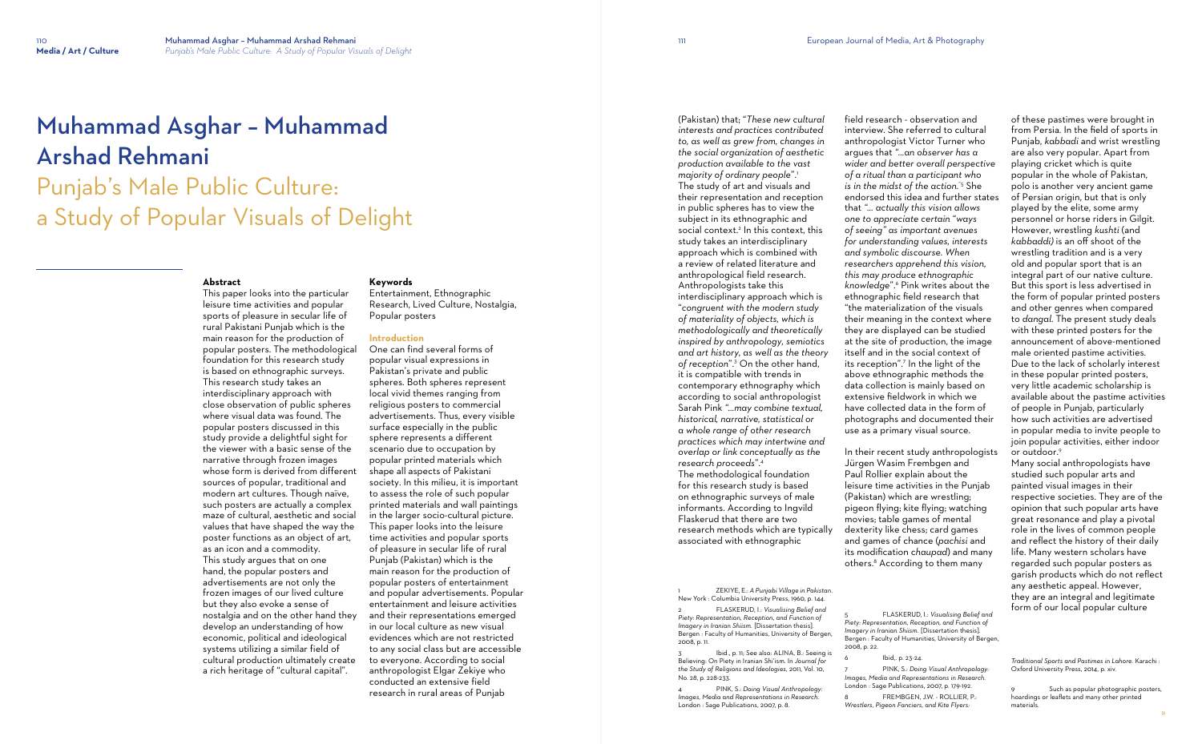# Muhammad Asghar – Muhammad Arshad Rehmani

## Punjab's Male Public Culture: a Study of Popular Visuals of Delight

### Abstract

This paper looks into the particular leisure time activities and popular sports of pleasure in secular life of rural Pakistani Punjab which is the main reason for the production of popular posters. The methodological foundation for this research study is based on ethnographic surveys. This research study takes an interdisciplinary approach with close observation of public spheres where visual data was found. The popular posters discussed in this study provide a delightful sight for the viewer with a basic sense of the narrative through frozen images whose form is derived from different sources of popular, traditional and modern art cultures. Though naïve, such posters are actually a complex maze of cultural, aesthetic and social values that have shaped the way the poster functions as an object of art, as an icon and a commodity. This study argues that on one hand, the popular posters and advertisements are not only the frozen images of our lived culture but they also evoke a sense of nostalgia and on the other hand they develop an understanding of how economic, political and ideological systems utilizing a similar field of cultural production ultimately create a rich heritage of "cultural capital".

### Keywords

Entertainment, Ethnographic Research, Lived Culture, Nostalgia, Popular posters

### Introduction

One can find several forms of popular visual expressions in Pakistan's private and public spheres. Both spheres represent local vivid themes ranging from religious posters to commercial advertisements. Thus, every visible surface especially in the public sphere represents a different scenario due to occupation by popular printed materials which shape all aspects of Pakistani society. In this milieu, it is important to assess the role of such popular printed materials and wall paintings in the larger socio-cultural picture. This paper looks into the leisure time activities and popular sports of pleasure in secular life of rural Punjab (Pakistan) which is the main reason for the production of popular posters of entertainment and popular advertisements. Popular entertainment and leisure activities and their representations emerged in our local culture as new visual evidences which are not restricted to any social class but are accessible to everyone. According to social anthropologist Elgar Zekiye who conducted an extensive field research in rural areas of Punjab (Pakistan) that; "*These new cultural interests and practices contributed to, as well as grew from, changes in the social organization of aesthetic production available to the vast majority of ordinary people*".[1] The study of art and visuals and their representation and reception in public spheres has to view the subject in its ethnographic and social context.[2] In this context, this study takes an interdisciplinary approach which is combined with a review of related literature and anthropological field research. Anthropologists take this interdisciplinary approach which is "*congruent with the modern study of materiality of objects, which is methodologically and theoretically inspired by anthropology, semiotics and art history, as well as the theory of reception*".[3] On the other hand, it is compatible with trends in contemporary ethnography which according to social anthropologist Sarah Pink *"...may combine textual, historical, narrative, statistical or a whole range of other research practices which may intertwine and overlap or link conceptually as the research proceeds"*.[4] The methodological foundation for this research study is based on ethnographic surveys of male informants. According to Ingvild Flaskerud that there are two research methods which are typically associated with ethnographic field research - observation and interview. She referred to cultural anthropologist Victor Turner who argues that *"...an observer has a wider and better overall perspective of a ritual than a participant who is in the midst of the action."*[5] She endorsed this idea and further states that *"... actually this vision allows one to appreciate certain "ways of seeing" as important avenues for understanding values, interests and symbolic discourse. When researchers apprehend this vision, this may produce ethnographic knowledge"*.[6] Pink writes about the ethnographic field research that "the materialization of the visuals their meaning in the context where they are displayed can be studied at the site of production, the image itself and in the social context of its reception".[7] In the light of the above ethnographic methods the data collection is mainly based on extensive fieldwork in which we have collected data in the form of photographs and documented their use as a primary visual source.

In their recent study anthropologists Jürgen Wasim Frembgen and Paul Rollier explain about the leisure time activities in the Punjab (Pakistan) which are wrestling; pigeon flying; kite flying; watching movies; table games of mental dexterity like chess; card games and games of chance (*pachisi* and its modification *chaupad*) and many others.[8] According to them many of these pastimes were brought in from Persia. In the field of sports in Punjab, *kabbadi* and wrist wrestling are also very popular. Apart from playing cricket which is quite popular in the whole of Pakistan, polo is another very ancient game of Persian origin, but that is only played by the elite, some army personnel or horse riders in Gilgit. However, wrestling *kushti* (and *kabbaddi)* is an off shoot of the wrestling tradition and is a very old and popular sport that is an integral part of our native culture. But this sport is less advertised in the form of popular printed posters and other genres when compared to *dangal*. The present study deals with these printed posters for the announcement of above-mentioned male oriented pastime activities. Due to the lack of scholarly interest in these popular printed posters, very little academic scholarship is available about the pastime activities of people in Punjab, particularly how such activities are advertised in popular media to invite people to join popular activities, either indoor or outdoor.[9]

Many social anthropologists have studied such popular arts and painted visual images in their respective societies. They are of the opinion that such popular arts have great resonance and play a pivotal role in the lives of common people and reflect the history of their daily life. Many western scholars have regarded such popular posters as garish products which do not reflect any aesthetic appeal. However, they are an integral and legitimate form of our local popular culture

---

1 ZEKIYE, E.: *A Punjabi Village in Pakistan*. New York : Columbia University Press, 1960, p. 144.

2 FLASKERUD, I.: *Visualising Belief and Piety: Representation, Reception, and Function of Imagery in Iranian Shiism.* [Dissertation thesis]. Bergen : Faculty of Humanities, University of Bergen, 2008, p. 11.

3 Ibid., p. 11; See also: ALINA, B.: Seeing is Believing: On Piety in Iranian Shi'ism. In *Journal for the Study of Religions and Ideologies*, 2011, Vol. 10, No. 28, p. 228-233.

4 PINK, S.: *Doing Visual Anthropology: Images, Media and Representations in Research*. London : Sage Publications, 2007, p. 8.

5 FLASKERUD, I.: *Visualising Belief and Piety: Representation, Reception, and Function of Imagery in Iranian Shiism.* [Dissertation thesis]. Bergen : Faculty of Humanities, University of Bergen, 2008, p. 22.

6 Ibid., p. 23-24.

7 PINK, S.: *Doing Visual Anthropology: Images, Media and Representations in Research*. London : Sage Publications, 2007, p. 179-192.

8 FREMBGEN, J.W. - ROLLIER, P.: *Wrestlers, Pigeon Fanciers, and Kite Flyers: Traditional Sports and Pastimes in Lahore*. Karachi : Oxford University Press, 2014, p. xiv.

9 Such as popular photographic posters, hoardings or leaflets and many other printed materials.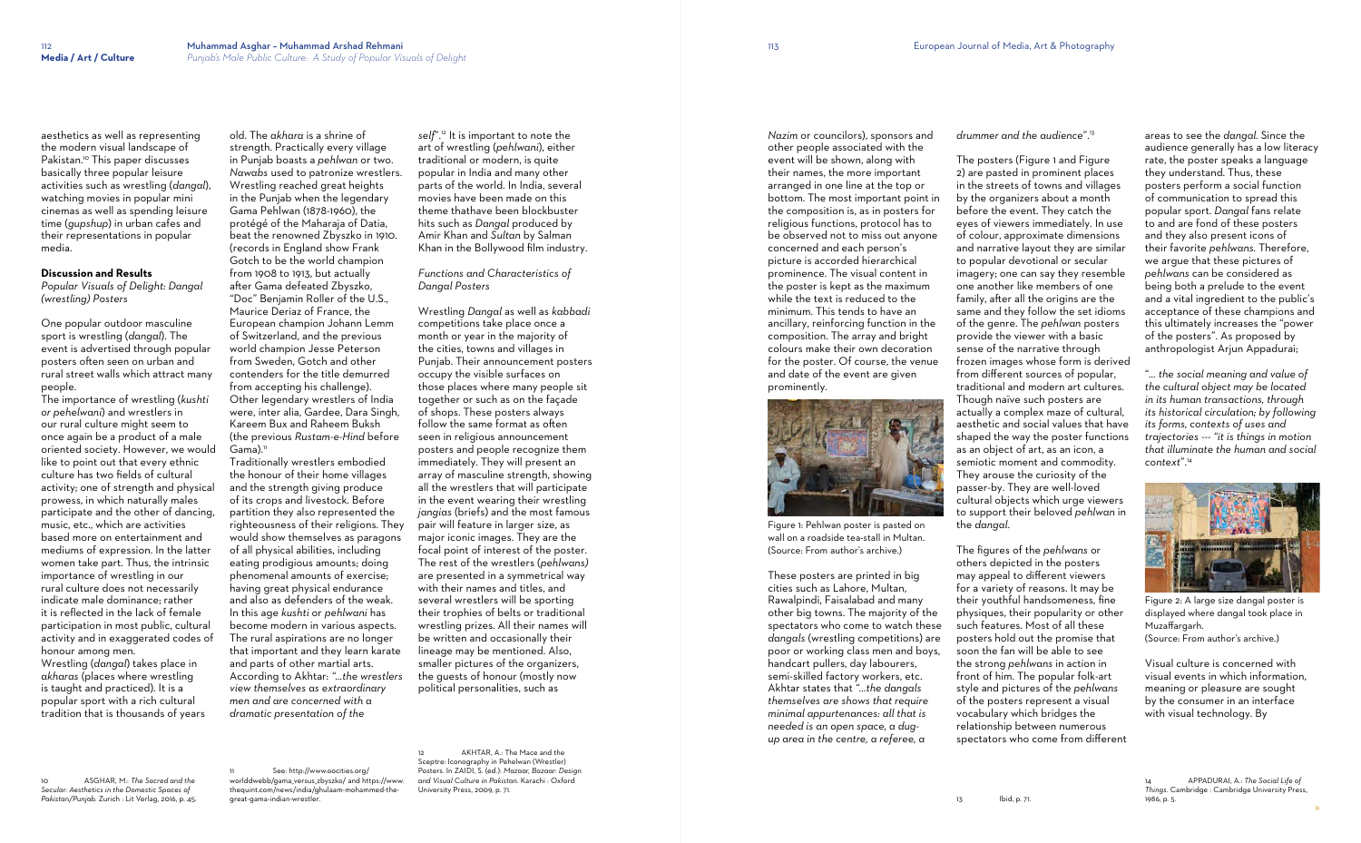aesthetics as well as representing the modern visual landscape of Pakistan.[10] This paper discusses basically three popular leisure activities such as wrestling (*dangal*), watching movies in popular mini cinemas as well as spending leisure time (*gupshup*) in urban cafes and their representations in popular media.

## Discussion and Results

*Popular Visuals of Delight: Dangal (wrestling) Posters*

One popular outdoor masculine sport is wrestling (*dangal*). The event is advertised through popular posters often seen on urban and rural street walls which attract many people.

The importance of wrestling (*kushti or pehelwani*) and wrestlers in our rural culture might seem to once again be a product of a male oriented society. However, we would like to point out that every ethnic culture has two fields of cultural activity; one of strength and physical prowess, in which naturally males participate and the other of dancing, music, etc., which are activities based more on entertainment and mediums of expression. In the latter women take part. Thus, the intrinsic importance of wrestling in our rural culture does not necessarily indicate male dominance; rather it is reflected in the lack of female participation in most public, cultural activity and in exaggerated codes of honour among men.

Wrestling (*dangal*) takes place in *akharas* (places where wrestling is taught and practiced). It is a popular sport with a rich cultural tradition that is thousands of years old. The *akhara* is a shrine of strength. Practically every village in Punjab boasts a *pehlwan* or two. *Nawabs* used to patronize wrestlers. Wrestling reached great heights in the Punjab when the legendary Gama Pehlwan (1878-1960), the protégé of the Maharaja of Datia, beat the renowned Zbyszko in 1910. (records in England show Frank Gotch to be the world champion from 1908 to 1913, but actually after Gama defeated Zbyszko, "Doc" Benjamin Roller of the U.S., Maurice Deriaz of France, the European champion Johann Lemm of Switzerland, and the previous world champion Jesse Peterson from Sweden, Gotch and other contenders for the title demurred from accepting his challenge). Other legendary wrestlers of India were, inter alia, Gardee, Dara Singh, Kareem Bux and Raheem Buksh (the previous *Rustam-e-Hind* before Gama).[11]

Traditionally wrestlers embodied the honour of their home villages and the strength giving produce of its crops and livestock. Before partition they also represented the righteousness of their religions. They would show themselves as paragons of all physical abilities, including eating prodigious amounts; doing phenomenal amounts of exercise; having great physical endurance and also as defenders of the weak. In this age *kushti* or *pehlwani* has become modern in various aspects. The rural aspirations are no longer that important and they learn karate and parts of other martial arts. According to Akhtar: *"...the wrestlers view themselves as extraordinary men and are concerned with a dramatic presentation of the self"*.[12] It is important to note the art of wrestling (*pehlwani*), either traditional or modern, is quite popular in India and many other parts of the world. In India, several movies have been made on this theme thathave been blockbuster hits such as *Dangal* produced by Amir Khan and *Sultan* by Salman Khan in the Bollywood film industry.

*Functions and Characteristics of Dangal Posters*

Wrestling *Dangal* as well as *kabbadi* competitions take place once a month or year in the majority of the cities, towns and villages in Punjab. Their announcement posters occupy the visible surfaces on those places where many people sit together or such as on the façade of shops. These posters always follow the same format as often seen in religious announcement posters and people recognize them immediately. They will present an array of masculine strength, showing all the wrestlers that will participate in the event wearing their wrestling *jangias* (briefs) and the most famous pair will feature in larger size, as major iconic images. They are the focal point of interest of the poster. The rest of the wrestlers (*pehlwans)* are presented in a symmetrical way with their names and titles, and several wrestlers will be sporting their trophies of belts or traditional wrestling prizes. All their names will be written and occasionally their lineage may be mentioned. Also, smaller pictures of the organizers, the guests of honour (mostly now political personalities, such as *Nazim* or councilors), sponsors and other people associated with the event will be shown, along with their names, the more important arranged in one line at the top or bottom. The most important point in the composition is, as in posters for religious functions, protocol has to be observed not to miss out anyone concerned and each person's picture is accorded hierarchical prominence. The visual content in the poster is kept as the maximum while the text is reduced to the minimum. This tends to have an ancillary, reinforcing function in the composition. The array and bright colours make their own decoration for the poster. Of course, the venue and date of the event are given prominently.

Figure 1: Pehlwan poster is pasted on wall on a roadside tea-stall in Multan. (Source: From author's archive.)

These posters are printed in big cities such as Lahore, Multan, Rawalpindi, Faisalabad and many other big towns. The majority of the spectators who come to watch these *dangals* (wrestling competitions) are poor or working class men and boys, handcart pullers, day labourers, semi-skilled factory workers, etc. Akhtar states that *"...the dangals themselves are shows that require minimal appurtenances: all that is needed is an open space, a dug-up area in the centre, a referee, a drummer and the audience"*.[13]

The posters (Figure 1 and Figure 2) are pasted in prominent places in the streets of towns and villages by the organizers about a month before the event. They catch the eyes of viewers immediately. In use of colour, approximate dimensions and narrative layout they are similar to popular devotional or secular imagery; one can say they resemble one another like members of one family, after all the origins are the same and they follow the set idioms of the genre. The *pehlwan* posters provide the viewer with a basic sense of the narrative through frozen images whose form is derived from different sources of popular, traditional and modern art cultures. Though naïve such posters are actually a complex maze of cultural, aesthetic and social values that have shaped the way the poster functions as an object of art, as an icon, a semiotic moment and commodity. They arouse the curiosity of the passer-by. They are well-loved cultural objects which urge viewers to support their beloved *pehlwan* in the *dangal*.

The figures of the *pehlwans* or others depicted in the posters may appeal to different viewers for a variety of reasons. It may be their youthful handsomeness, fine physiques, their popularity or other such features. Most of all these posters hold out the promise that soon the fan will be able to see the strong *pehlwans* in action in front of him. The popular folk-art style and pictures of the *pehlwans* of the posters represent a visual vocabulary which bridges the relationship between numerous spectators who come from different areas to see the *dangal*. Since the audience generally has a low literacy rate, the poster speaks a language they understand. Thus, these posters perform a social function of communication to spread this popular sport. *Dangal* fans relate to and are fond of these posters and they also present icons of their favorite *pehlwans*. Therefore, we argue that these pictures of *pehlwans* can be considered as being both a prelude to the event and a vital ingredient to the public's acceptance of these champions and this ultimately increases the "power of the posters". As proposed by anthropologist Arjun Appadurai;

*"... the social meaning and value of the cultural object may be located in its human transactions, through its historical circulation; by following its forms, contexts of uses and trajectories --- "it is things in motion that illuminate the human and social context"*.[14]

Figure 2: A large size dangal poster is displayed where dangal took place in Muzaffargarh. (Source: From author's archive.)

Visual culture is concerned with visual events in which information, meaning or pleasure are sought by the consumer in an interface with visual technology. By

---

10 ASGHAR, M.: *The Sacred and the Secular: Aesthetics in the Domestic Spaces of Pakistan/Punjab*. Zurich : Lit Verlag, 2016, p. 45.

11 See: http://www.oocities.org/worlddwebb/gama_versus_zbyszko/ and https://www.thequint.com/news/india/ghulaam-mohammed-the-great-gama-indian-wrestler.

12 AKHTAR, A.: The Mace and the Sceptre: Iconography in Pehelwan (Wrestler) Posters. In ZAIDI, S. (ed.): *Mazaar, Bazaar: Design and Visual Culture in Pakistan*. Karachi : Oxford University Press, 2009, p. 71.

13 Ibid, p. 71.

14 APPADURAI, A.: *The Social Life of Things*. Cambridge : Cambridge University Press, 1986, p. 5.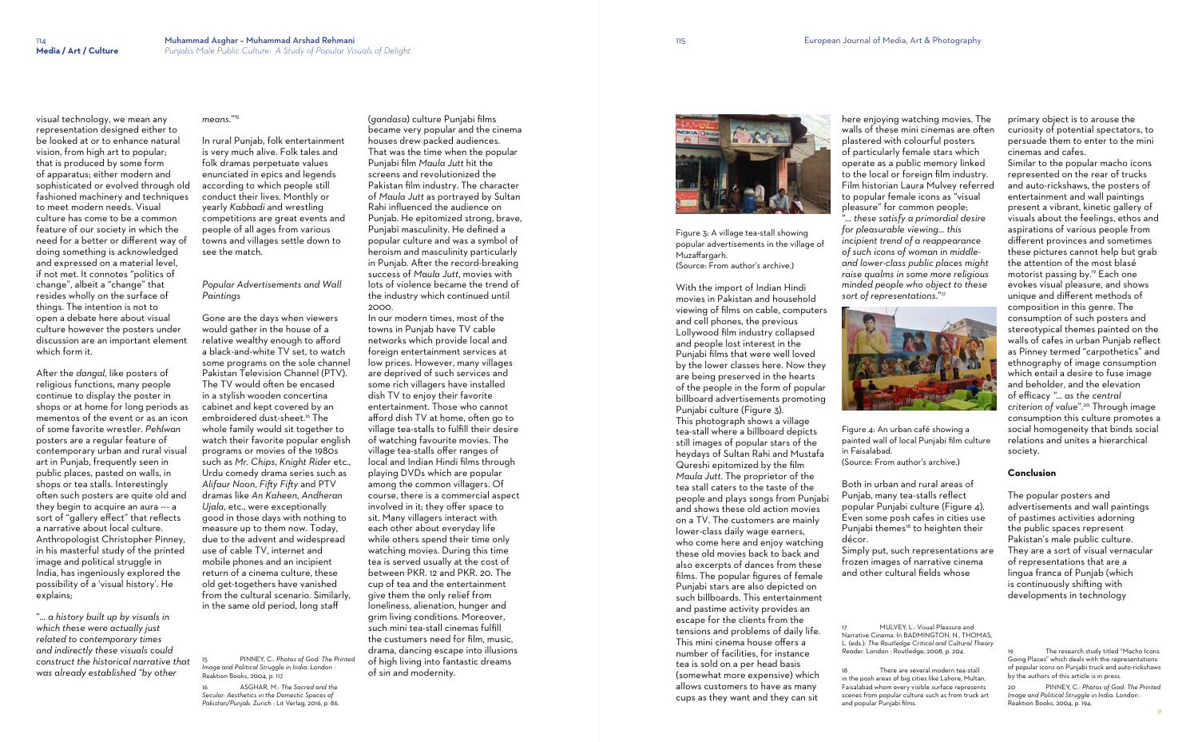visual technology, we mean any representation designed either to be looked at or to enhance natural vision, from high art to popular; that is produced by some form of apparatus; either modern and sophisticated or evolved through old fashioned machinery and techniques to meet modern needs. Visual culture has come to be a common feature of our society in which the need for a better or different way of doing something is acknowledged and expressed on a material level, if not met. It connotes "politics of change", albeit a "change" that resides wholly on the surface of things. The intention is not to open a debate here about visual culture however the posters under discussion are an important element which form it.

After the *dangal*, like posters of religious functions, many people continue to display the poster in shops or at home for long periods as mementos of the event or as an icon of some favorite wrestler. *Pehlwan* posters are a regular feature of contemporary urban and rural visual art in Punjab, frequently seen in public places, pasted on walls, in shops or tea stalls. Interestingly often such posters are quite old and they begin to acquire an aura --- a sort of "gallery effect" that reflects a narrative about local culture. Anthropologist Christopher Pinney, in his masterful study of the printed image and political struggle in India, has ingeniously explored the possibility of a 'visual history'. He explains;

*"… a history built up by visuals in which these were actually just related to contemporary times and indirectly these visuals could construct the historical narrative that was already established "by other means."*[15]

In rural Punjab, folk entertainment is very much alive. Folk tales and folk dramas perpetuate values enunciated in epics and legends according to which people still conduct their lives. Monthly or yearly *Kabbadi* and wrestling competitions are great events and people of all ages from various towns and villages settle down to see the match.

### *Popular Advertisements and Wall Paintings*

Gone are the days when viewers would gather in the house of a relative wealthy enough to afford a black-and-white TV set, to watch some programs on the sole channel Pakistan Television Channel (PTV). The TV would often be encased in a stylish wooden concertina cabinet and kept covered by an embroidered dust-sheet.[16] The whole family would sit together to watch their favorite popular english programs or movies of the 1980s such as *Mr. Chips*, *Knight Rider* etc., Urdu comedy drama series such as *Alifaur Noon*, *Fifty Fifty* and PTV dramas like *An Kaheen*, *Andheran Ujala*, etc., were exceptionally good in those days with nothing to measure up to them now. Today, due to the advent and widespread use of cable TV, internet and mobile phones and an incipient return of a cinema culture, these old get-togethers have vanished from the cultural scenario. Similarly, in the same old period, long staff (*gandasa*) culture Punjabi films became very popular and the cinema houses drew packed audiences. That was the time when the popular Punjabi film *Maula Jutt* hit the screens and revolutionized the Pakistan film industry. The character of *Maula Jutt* as portrayed by Sultan Rahi influenced the audience on Punjab. He epitomized strong, brave, Punjabi masculinity. He defined a popular culture and was a symbol of heroism and masculinity particularly in Punjab. After the record-breaking success of *Maula Jutt*, movies with lots of violence became the trend of the industry which continued until 2000.

In our modern times, most of the towns in Punjab have TV cable networks which provide local and foreign entertainment services at low prices. However, many villages are deprived of such services and some rich villagers have installed dish TV to enjoy their favorite entertainment. Those who cannot afford dish TV at home, often go to village tea-stalls to fulfill their desire of watching favourite movies. The village tea-stalls offer ranges of local and Indian Hindi films through playing DVDs which are popular among the common villagers. Of course, there is a commercial aspect involved in it; they offer space to sit. Many villagers interact with each other about everyday life while others spend their time only watching movies. During this time tea is served usually at the cost of between PKR. 12 and PKR. 20. The cup of tea and the entertainment give them the only relief from loneliness, alienation, hunger and grim living conditions. Moreover, such mini tea-stall cinemas fulfill the custumers need for film, music, drama, dancing escape into illusions of high living into fantastic dreams of sin and modernity.

Figure 3: A village tea-stall showing popular advertisements in the village of Muzaffargarh.
(Source: From author's archive.)

With the import of Indian Hindi movies in Pakistan and household viewing of films on cable, computers and cell phones, the previous Lollywood film industry collapsed and people lost interest in the Punjabi films that were well loved by the lower classes here. Now they are being preserved in the hearts of the people in the form of popular billboard advertisements promoting Punjabi culture (Figure 3).

This photograph shows a village tea-stall where a billboard depicts still images of popular stars of the heydays of Sultan Rahi and Mustafa Qureshi epitomized by the film *Maula Jutt*. The proprietor of the tea stall caters to the taste of the people and plays songs from Punjabi and shows these old action movies on a TV. The customers are mainly lower-class daily wage earners, who come here and enjoy watching these old movies back to back and also excerpts of dances from these films. The popular figures of female Punjabi stars are also depicted on such billboards. This entertainment and pastime activity provides an escape for the clients from the tensions and problems of daily life. This mini cinema house offers a number of facilities, for instance tea is sold on a per head basis (somewhat more expensive) which allows customers to have as many cups as they want and they can sit here enjoying watching movies. The walls of these mini cinemas are often plastered with colourful posters of particularly female stars which operate as a public memory linked to the local or foreign film industry. Film historian Laura Mulvey referred to popular female icons as "visual pleasure" for common people;

*"… these satisfy a primordial desire for pleasurable viewing… this incipient trend of a reappearance of such icons of woman in middle- and lower-class public places might raise qualms in some more religious minded people who object to these sort of representations."*[17]

Figure 4: An urban café showing a painted wall of local Punjabi film culture in Faisalabad.
(Source: From author's archive.)

Both in urban and rural areas of Punjab, many tea-stalls reflect popular Punjabi culture (Figure 4). Even some posh cafes in cities use Punjabi themes[18] to heighten their décor.

Simply put, such representations are frozen images of narrative cinema and other cultural fields whose primary object is to arouse the curiosity of potential spectators, to persuade them to enter to the mini cinemas and cafes.

Similar to the popular macho icons represented on the rear of trucks and auto-rickshaws, the posters of entertainment and wall paintings present a vibrant, kinetic gallery of visuals about the feelings, ethos and aspirations of various people from different provinces and sometimes these pictures cannot help but grab the attention of the most blasé motorist passing by.[19] Each one evokes visual pleasure, and shows unique and different methods of composition in this genre. The consumption of such posters and stereotypical themes painted on the walls of cafes in urban Punjab reflect as Pinney termed "carpothetics" and ethnography of image consumption which entail a desire to fuse image and beholder, and the elevation of efficacy *"… as the central criterion of value"*.[20] Through image consumption this culture promotes a social homogeneity that binds social relations and unites a hierarchical society.

## Conclusion

The popular posters and advertisements and wall paintings of pastimes activities adorning the public spaces represent Pakistan's male public culture. They are a sort of visual vernacular of representations that are a lingua franca of Punjab (which is continuously shifting with developments in technology

---

15 PINNEY, C.: *Photos of God: The Printed Image and Political Struggle in India*. London : Reaktion Books, 2004, p. 117.

16 ASGHAR, M.: *The Sacred and the Secular: Aesthetics in the Domestic Spaces of Pakistan/Punjab*. Zurich : Lit Verlag, 2016, p. 86.

17 MULVEY, L.: Visual Pleasure and Narrative Cinema. In BADMINGTON, N., THOMAS, L. (eds.): *The Routledge Critical and Cultural Theory Reader*. London : Routledge, 2008, p. 204.

18 There are several modern tea-stall in the posh areas of big cities like Lahore, Multan, Faisalabad whom every visible surface represents scenes from popular culture such as from truck art and popular Punjabi films.

19 The research study titled "Macho Icons Going Places" which deals with the representations of popular icons on Punjabi truck and auto-rickshaws by the authors of this article is in press.

20 PINNEY, C.: *Photos of God: The Printed Image and Political Struggle in India*. London : Reaktion Books, 2004, p. 194.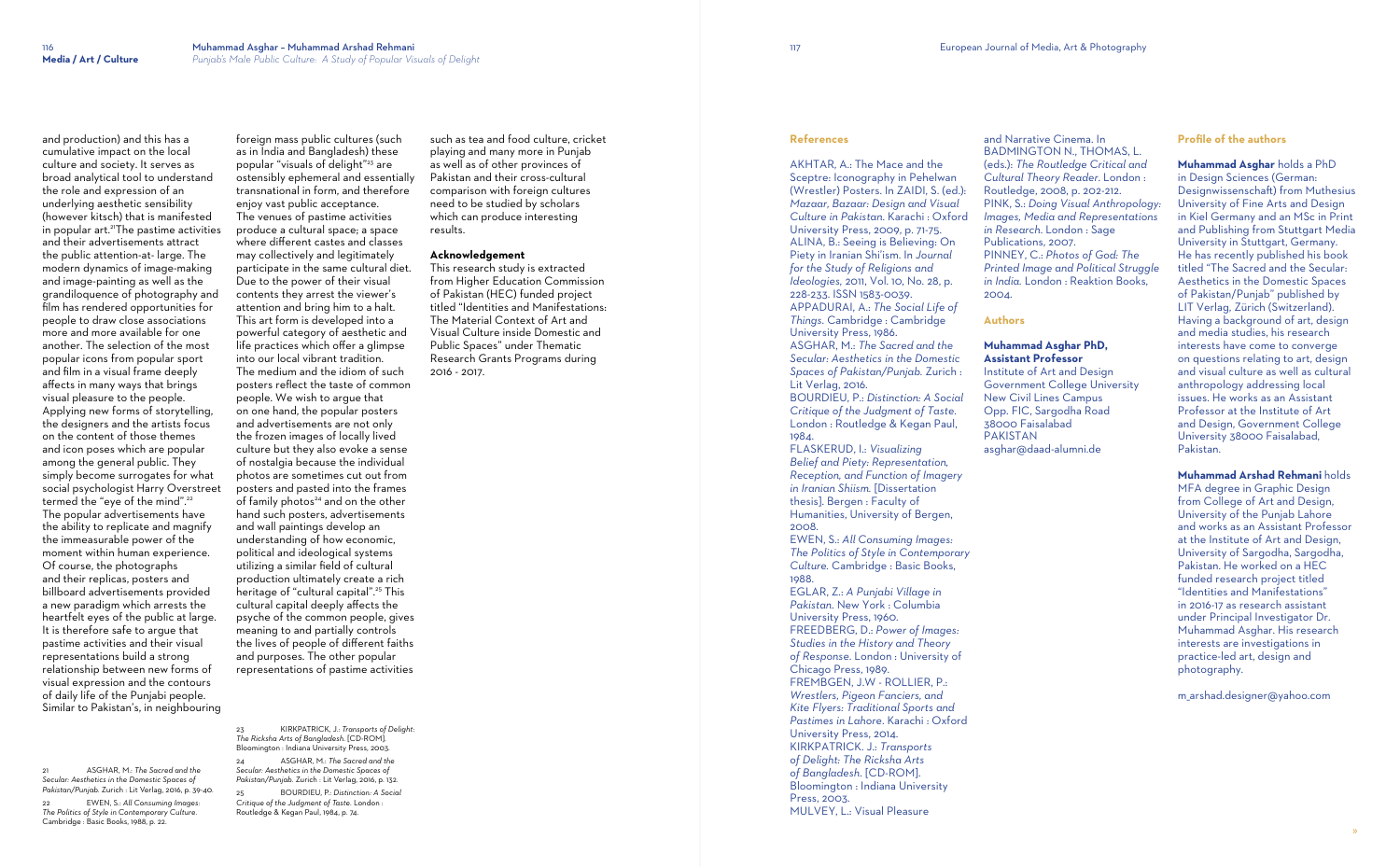and production) and this has a cumulative impact on the local culture and society. It serves as broad analytical tool to understand the role and expression of an underlying aesthetic sensibility (however kitsch) that is manifested in popular art.[21] The pastime activities and their advertisements attract the public attention-at- large. The modern dynamics of image-making and image-painting as well as the grandiloquence of photography and film has rendered opportunities for people to draw close associations more and more available for one another. The selection of the most popular icons from popular sport and film in a visual frame deeply affects in many ways that brings visual pleasure to the people. Applying new forms of storytelling, the designers and the artists focus on the content of those themes and icon poses which are popular among the general public. They simply become surrogates for what social psychologist Harry Overstreet termed the "eye of the mind".[22] The popular advertisements have the ability to replicate and magnify the immeasurable power of the moment within human experience. Of course, the photographs and their replicas, posters and billboard advertisements provided a new paradigm which arrests the heartfelt eyes of the public at large. It is therefore safe to argue that pastime activities and their visual representations build a strong relationship between new forms of visual expression and the contours of daily life of the Punjabi people. Similar to Pakistan's, in neighbouring foreign mass public cultures (such as in India and Bangladesh) these popular "visuals of delight"[23] are ostensibly ephemeral and essentially transnational in form, and therefore enjoy vast public acceptance. The venues of pastime activities produce a cultural space; a space where different castes and classes may collectively and legitimately participate in the same cultural diet. Due to the power of their visual contents they arrest the viewer's attention and bring him to a halt. This art form is developed into a powerful category of aesthetic and life practices which offer a glimpse into our local vibrant tradition. The medium and the idiom of such posters reflect the taste of common people. We wish to argue that on one hand, the popular posters and advertisements are not only the frozen images of locally lived culture but they also evoke a sense of nostalgia because the individual photos are sometimes cut out from posters and pasted into the frames of family photos[24] and on the other hand such posters, advertisements and wall paintings develop an understanding of how economic, political and ideological systems utilizing a similar field of cultural production ultimately create a rich heritage of "cultural capital".[25] This cultural capital deeply affects the psyche of the common people, gives meaning to and partially controls the lives of people of different faiths and purposes. The other popular representations of pastime activities such as tea and food culture, cricket playing and many more in Punjab as well as of other provinces of Pakistan and their cross-cultural comparison with foreign cultures need to be studied by scholars which can produce interesting results.

## Acknowledgement

This research study is extracted from Higher Education Commission of Pakistan (HEC) funded project titled "Identities and Manifestations: The Material Context of Art and Visual Culture inside Domestic and Public Spaces" under Thematic Research Grants Programs during 2016 - 2017.

21 ASGHAR, M.: *The Sacred and the Secular: Aesthetics in the Domestic Spaces of Pakistan/Punjab*. Zurich : Lit Verlag, 2016, p. 39-40.

22 EWEN, S.: *All Consuming Images: The Politics of Style in Contemporary Culture*. Cambridge : Basic Books, 1988, p. 22.

23 KIRKPATRICK, J.: *Transports of Delight: The Ricksha Arts of Bangladesh*. [CD-ROM]. Bloomington : Indiana University Press, 2003.

24 ASGHAR, M.: *The Sacred and the Secular: Aesthetics in the Domestic Spaces of Pakistan/Punjab*. Zurich : Lit Verlag, 2016, p. 132.

25 BOURDIEU, P.: *Distinction: A Social Critique of the Judgment of Taste*. London : Routledge & Kegan Paul, 1984, p. 74.

## References

AKHTAR, A.: The Mace and the Sceptre: Iconography in Pehelwan (Wrestler) Posters. In ZAIDI, S. (ed.): *Mazaar, Bazaar: Design and Visual Culture in Pakistan*. Karachi : Oxford University Press, 2009, p. 71-75.

ALINA, B.: Seeing is Believing: On Piety in Iranian Shi'ism. In *Journal for the Study of Religions and Ideologies*, 2011, Vol. 10, No. 28, p. 228-233. ISSN 1583-0039.

APPADURAI, A.: *The Social Life of Things*. Cambridge : Cambridge University Press, 1986.

ASGHAR, M.: *The Sacred and the Secular: Aesthetics in the Domestic Spaces of Pakistan/Punjab*. Zurich : Lit Verlag, 2016.

BOURDIEU, P.: *Distinction: A Social Critique of the Judgment of Taste*. London : Routledge & Kegan Paul, 1984.

FLASKERUD, I.: *Visualizing Belief and Piety: Representation, Reception, and Function of Imagery in Iranian Shiism*. [Dissertation thesis]. Bergen : Faculty of Humanities, University of Bergen, 2008.

EWEN, S.: *All Consuming Images: The Politics of Style in Contemporary Culture*. Cambridge : Basic Books, 1988.

EGLAR, Z.: *A Punjabi Village in Pakistan*. New York : Columbia University Press, 1960.

FREEDBERG, D.: *Power of Images: Studies in the History and Theory of Response*. London : University of Chicago Press, 1989.

FREMBGEN, J.W - ROLLIER, P.: *Wrestlers, Pigeon Fanciers, and Kite Flyers: Traditional Sports and Pastimes in Lahore*. Karachi : Oxford University Press, 2014.

KIRKPATRICK. J.: *Transports of Delight: The Ricksha Arts of Bangladesh*. [CD-ROM]. Bloomington : Indiana University Press, 2003.

MULVEY, L.: Visual Pleasure and Narrative Cinema. In BADMINGTON N., THOMAS, L. (eds.): *The Routledge Critical and Cultural Theory Reader*. London : Routledge, 2008, p. 202-212.

PINK, S.: *Doing Visual Anthropology: Images, Media and Representations in Research*. London : Sage Publications, 2007.

PINNEY, C.: *Photos of God: The Printed Image and Political Struggle in India*. London : Reaktion Books, 2004.

## Authors

**Muhammad Asghar PhD, Assistant Professor**
Institute of Art and Design
Government College University
New Civil Lines Campus
Opp. FIC, Sargodha Road
38000 Faisalabad
PAKISTAN
asghar@daad-alumni.de

## Profile of the authors

**Muhammad Asghar** holds a PhD in Design Sciences (German: Designwissenschaft) from Muthesius University of Fine Arts and Design in Kiel Germany and an MSc in Print and Publishing from Stuttgart Media University in Stuttgart, Germany. He has recently published his book titled "The Sacred and the Secular: Aesthetics in the Domestic Spaces of Pakistan/Punjab" published by LIT Verlag, Zürich (Switzerland). Having a background of art, design and media studies, his research interests have come to converge on questions relating to art, design and visual culture as well as cultural anthropology addressing local issues. He works as an Assistant Professor at the Institute of Art and Design, Government College University 38000 Faisalabad, Pakistan.

**Muhammad Arshad Rehmani** holds MFA degree in Graphic Design from College of Art and Design, University of the Punjab Lahore and works as an Assistant Professor at the Institute of Art and Design, University of Sargodha, Sargodha, Pakistan. He worked on a HEC funded research project titled "Identities and Manifestations" in 2016-17 as research assistant under Principal Investigator Dr. Muhammad Asghar. His research interests are investigations in practice-led art, design and photography.

m_arshad.designer@yahoo.com